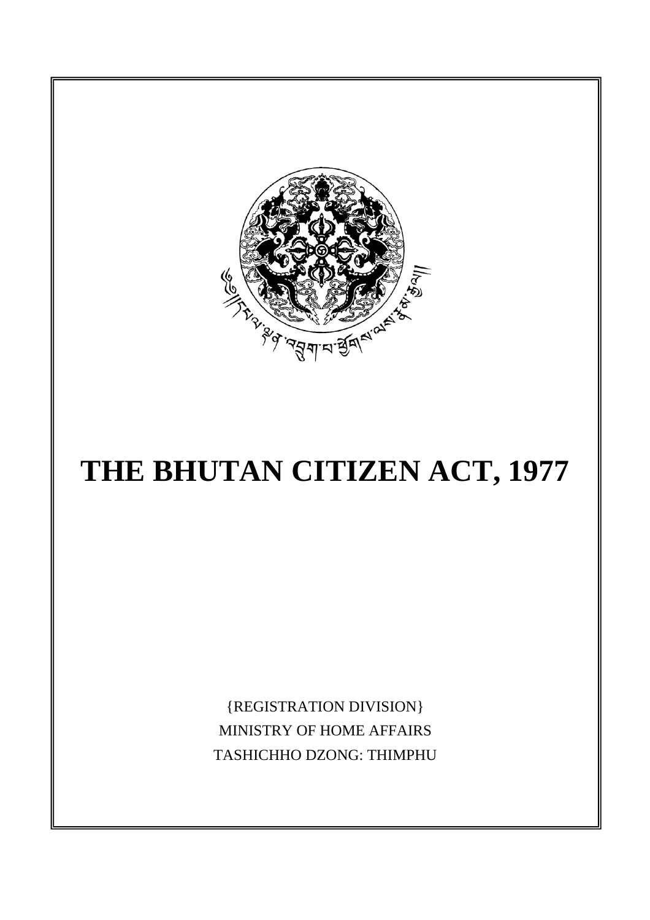# THE BHUTAN CITIZEN ACT, 1977

{REGISTRATION DIVISION}
MINISTRY OF HOME AFFAIRS
TASHICHHO DZONG: THIMPHU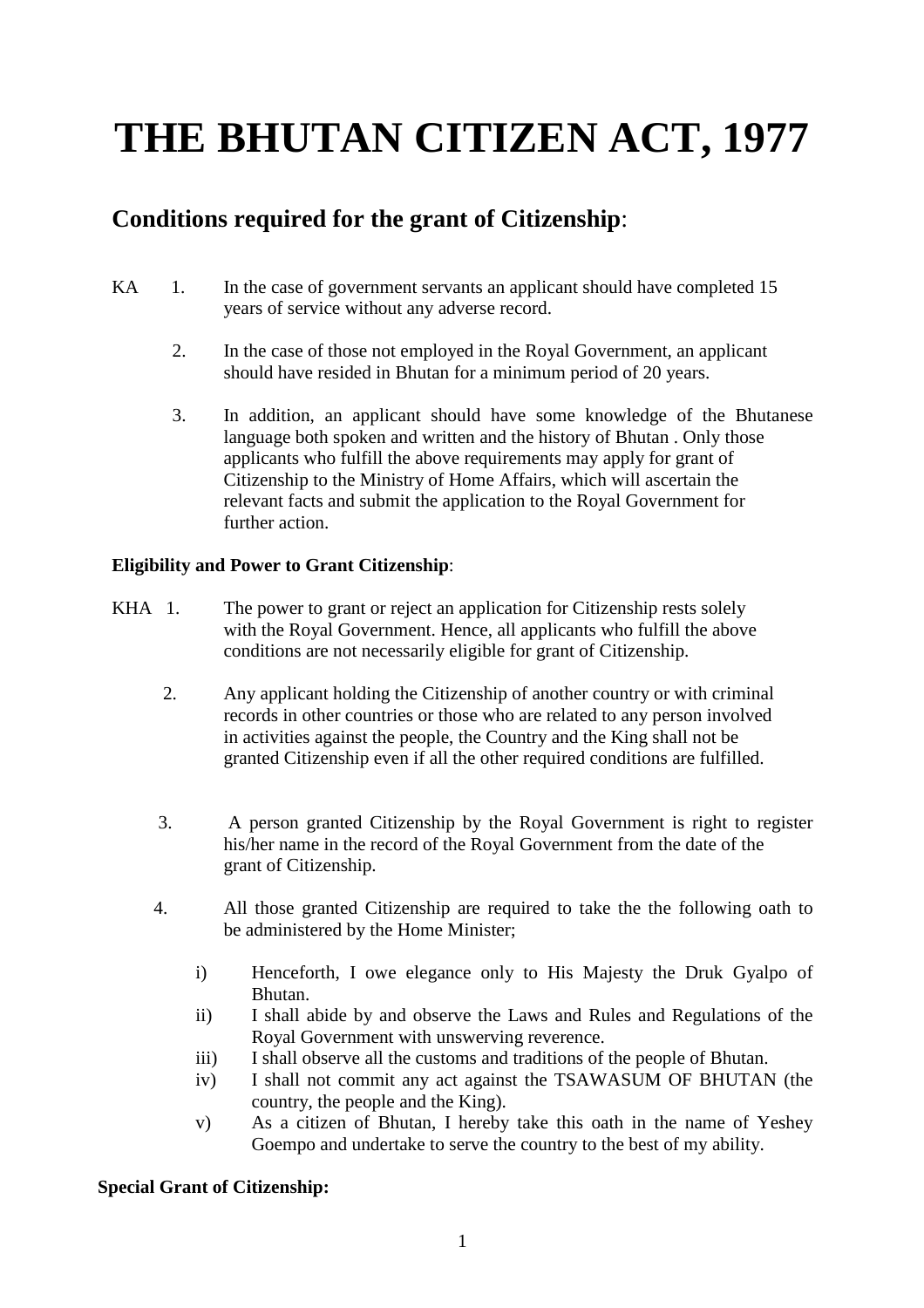# THE BHUTAN CITIZEN ACT, 1977

## Conditions required for the grant of Citizenship:

KA 1. In the case of government servants an applicant should have completed 15 years of service without any adverse record.

2. In the case of those not employed in the Royal Government, an applicant should have resided in Bhutan for a minimum period of 20 years.

3. In addition, an applicant should have some knowledge of the Bhutanese language both spoken and written and the history of Bhutan . Only those applicants who fulfill the above requirements may apply for grant of Citizenship to the Ministry of Home Affairs, which will ascertain the relevant facts and submit the application to the Royal Government for further action.

**Eligibility and Power to Grant Citizenship**:

KHA 1. The power to grant or reject an application for Citizenship rests solely with the Royal Government. Hence, all applicants who fulfill the above conditions are not necessarily eligible for grant of Citizenship.

2. Any applicant holding the Citizenship of another country or with criminal records in other countries or those who are related to any person involved in activities against the people, the Country and the King shall not be granted Citizenship even if all the other required conditions are fulfilled.

3. A person granted Citizenship by the Royal Government is right to register his/her name in the record of the Royal Government from the date of the grant of Citizenship.

4. All those granted Citizenship are required to take the the following oath to be administered by the Home Minister;

   i) Henceforth, I owe elegance only to His Majesty the Druk Gyalpo of Bhutan.
   ii) I shall abide by and observe the Laws and Rules and Regulations of the Royal Government with unswerving reverence.
   iii) I shall observe all the customs and traditions of the people of Bhutan.
   iv) I shall not commit any act against the TSAWASUM OF BHUTAN (the country, the people and the King).
   v) As a citizen of Bhutan, I hereby take this oath in the name of Yeshey Goempo and undertake to serve the country to the best of my ability.

**Special Grant of Citizenship:**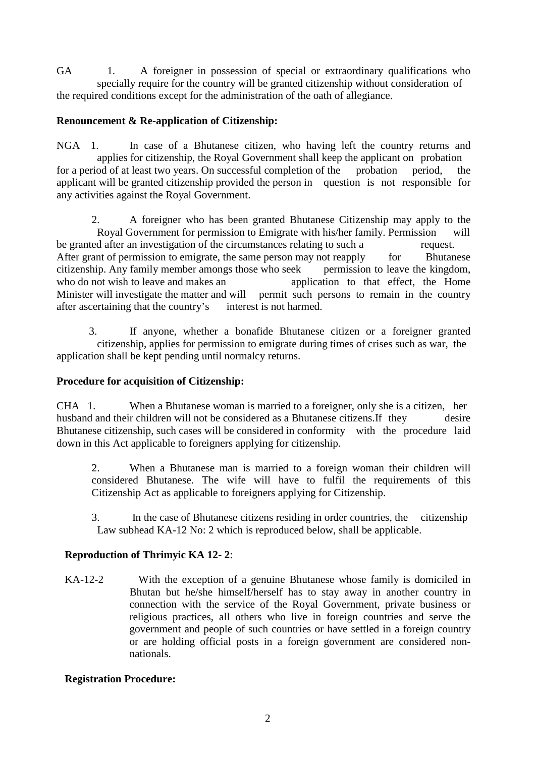GA 1. A foreigner in possession of special or extraordinary qualifications who specially require for the country will be granted citizenship without consideration of the required conditions except for the administration of the oath of allegiance.

**Renouncement & Re-application of Citizenship:**

NGA 1. In case of a Bhutanese citizen, who having left the country returns and applies for citizenship, the Royal Government shall keep the applicant on probation for a period of at least two years. On successful completion of the probation period, the applicant will be granted citizenship provided the person in question is not responsible for any activities against the Royal Government.

2. A foreigner who has been granted Bhutanese Citizenship may apply to the Royal Government for permission to Emigrate with his/her family. Permission will be granted after an investigation of the circumstances relating to such a request. After grant of permission to emigrate, the same person may not reapply for Bhutanese citizenship. Any family member amongs those who seek permission to leave the kingdom, who do not wish to leave and makes an application to that effect, the Home Minister will investigate the matter and will permit such persons to remain in the country after ascertaining that the country's interest is not harmed.

3. If anyone, whether a bonafide Bhutanese citizen or a foreigner granted citizenship, applies for permission to emigrate during times of crises such as war, the application shall be kept pending until normalcy returns.

**Procedure for acquisition of Citizenship:**

CHA 1. When a Bhutanese woman is married to a foreigner, only she is a citizen, her husband and their children will not be considered as a Bhutanese citizens.If they desire Bhutanese citizenship, such cases will be considered in conformity with the procedure laid down in this Act applicable to foreigners applying for citizenship.

2. When a Bhutanese man is married to a foreign woman their children will considered Bhutanese. The wife will have to fulfil the requirements of this Citizenship Act as applicable to foreigners applying for Citizenship.

3. In the case of Bhutanese citizens residing in order countries, the citizenship Law subhead KA-12 No: 2 which is reproduced below, shall be applicable.

**Reproduction of Thrimyic KA 12- 2**:

KA-12-2 With the exception of a genuine Bhutanese whose family is domiciled in Bhutan but he/she himself/herself has to stay away in another country in connection with the service of the Royal Government, private business or religious practices, all others who live in foreign countries and serve the government and people of such countries or have settled in a foreign country or are holding official posts in a foreign government are considered non-nationals.

**Registration Procedure:**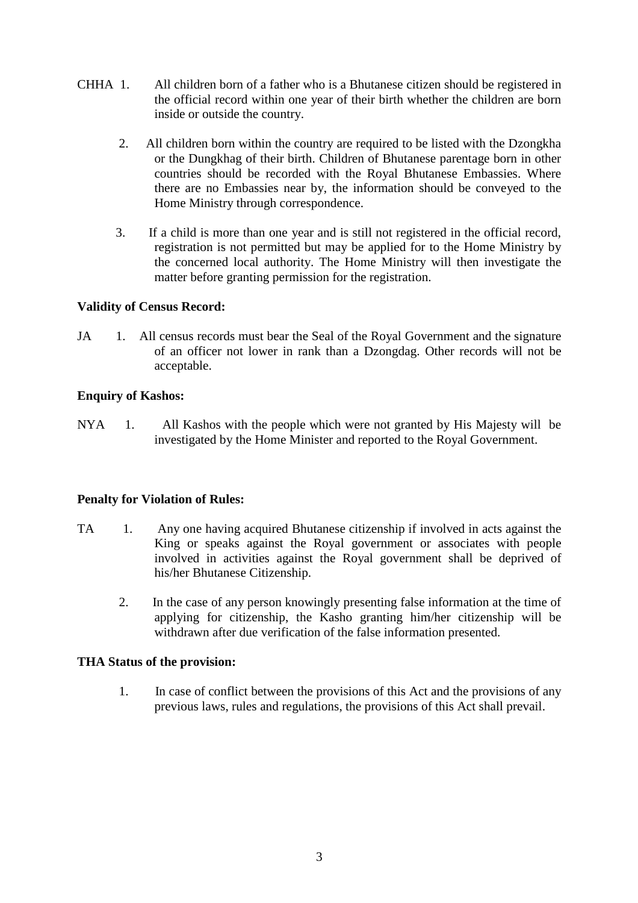CHHA 1. All children born of a father who is a Bhutanese citizen should be registered in the official record within one year of their birth whether the children are born inside or outside the country.

2. All children born within the country are required to be listed with the Dzongkha or the Dungkhag of their birth. Children of Bhutanese parentage born in other countries should be recorded with the Royal Bhutanese Embassies. Where there are no Embassies near by, the information should be conveyed to the Home Ministry through correspondence.

3. If a child is more than one year and is still not registered in the official record, registration is not permitted but may be applied for to the Home Ministry by the concerned local authority. The Home Ministry will then investigate the matter before granting permission for the registration.

**Validity of Census Record:**

JA 1. All census records must bear the Seal of the Royal Government and the signature of an officer not lower in rank than a Dzongdag. Other records will not be acceptable.

**Enquiry of Kashos:**

NYA 1. All Kashos with the people which were not granted by His Majesty will be investigated by the Home Minister and reported to the Royal Government.

**Penalty for Violation of Rules:**

TA 1. Any one having acquired Bhutanese citizenship if involved in acts against the King or speaks against the Royal government or associates with people involved in activities against the Royal government shall be deprived of his/her Bhutanese Citizenship.

2. In the case of any person knowingly presenting false information at the time of applying for citizenship, the Kasho granting him/her citizenship will be withdrawn after due verification of the false information presented.

**THA Status of the provision:**

1. In case of conflict between the provisions of this Act and the provisions of any previous laws, rules and regulations, the provisions of this Act shall prevail.